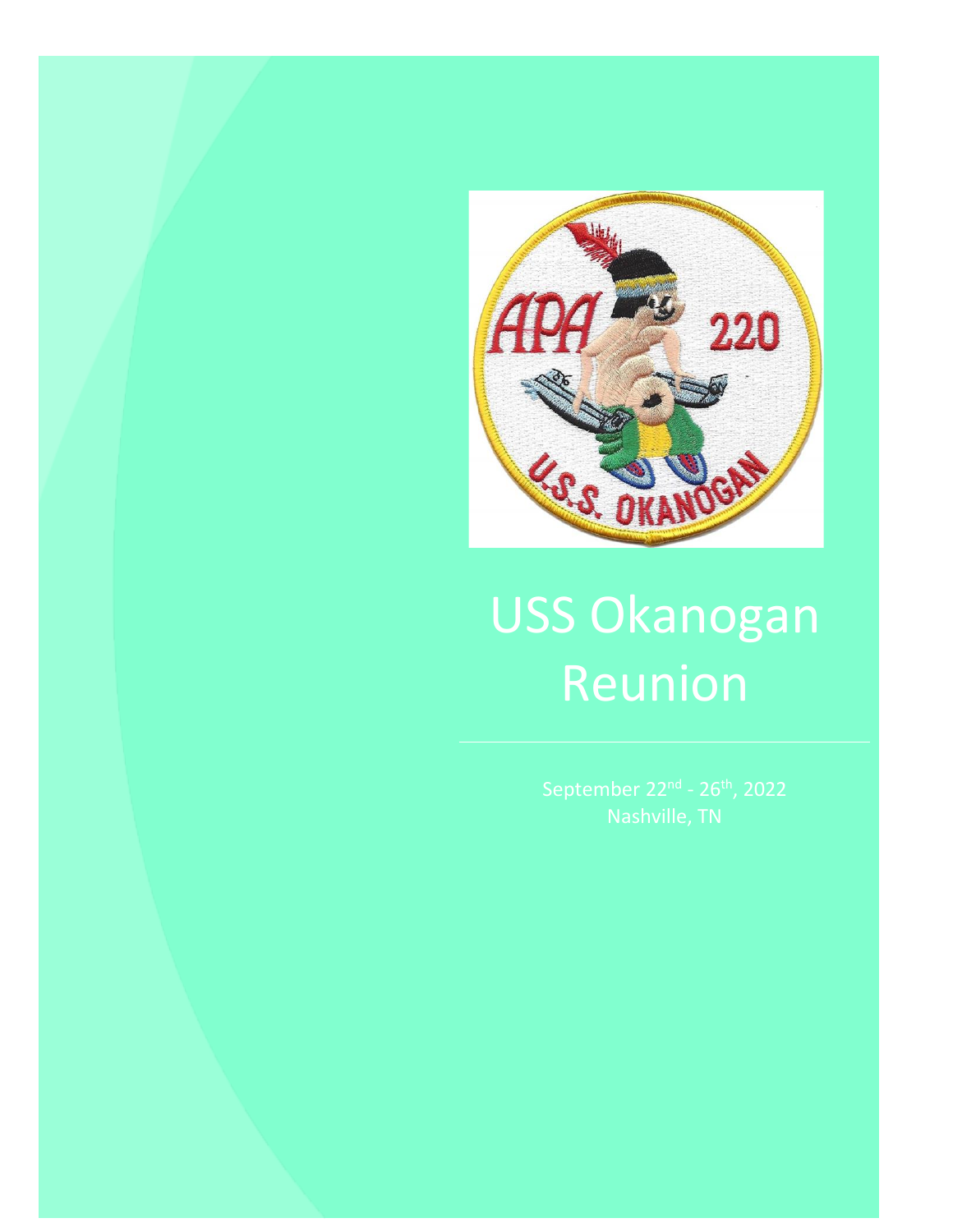# USS Okanogan Reunion

September 22nd - 26th, 2022
Nashville, TN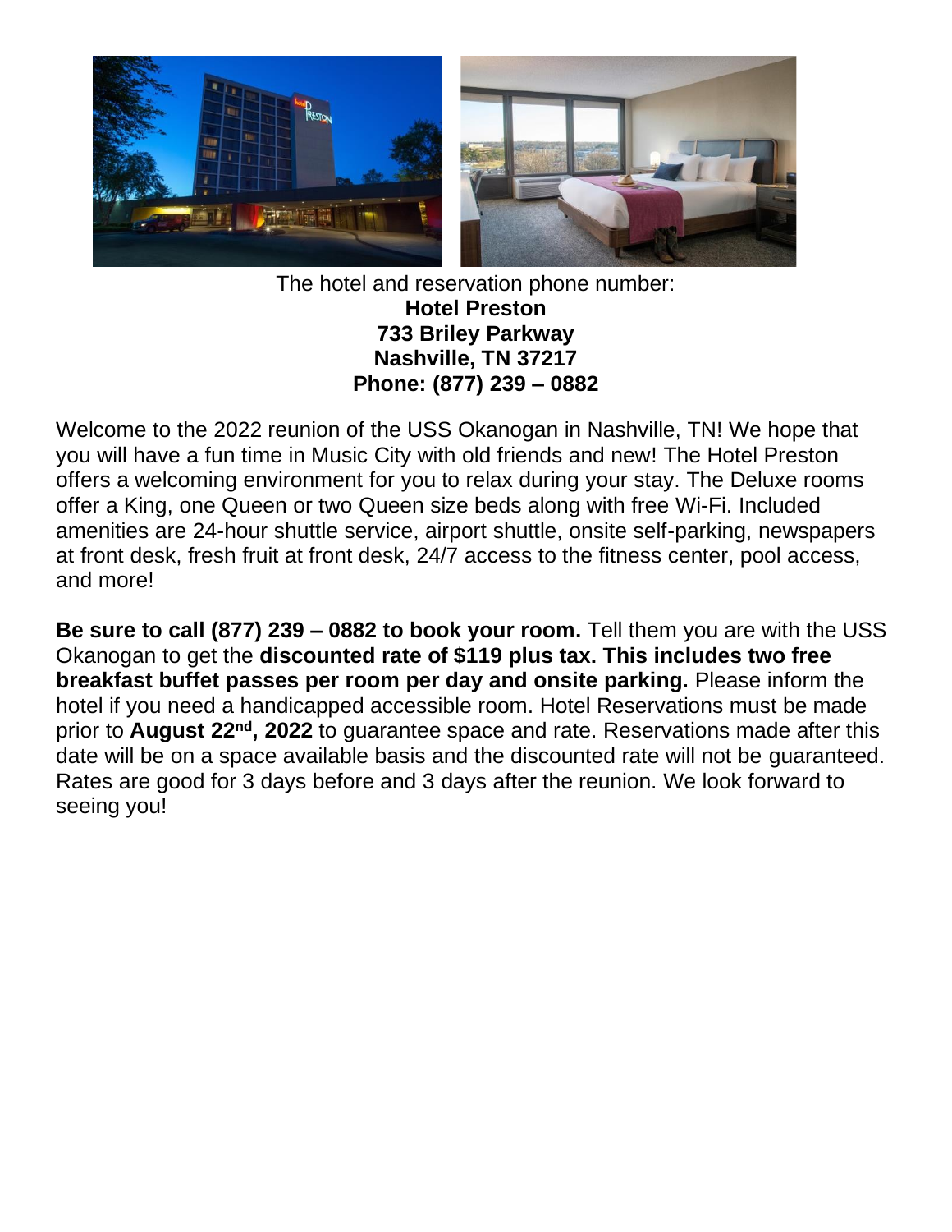The hotel and reservation phone number:

**Hotel Preston**
**733 Briley Parkway**
**Nashville, TN 37217**
**Phone: (877) 239 – 0882**

Welcome to the 2022 reunion of the USS Okanogan in Nashville, TN! We hope that you will have a fun time in Music City with old friends and new! The Hotel Preston offers a welcoming environment for you to relax during your stay. The Deluxe rooms offer a King, one Queen or two Queen size beds along with free Wi-Fi. Included amenities are 24-hour shuttle service, airport shuttle, onsite self-parking, newspapers at front desk, fresh fruit at front desk, 24/7 access to the fitness center, pool access, and more!

**Be sure to call (877) 239 – 0882 to book your room.** Tell them you are with the USS Okanogan to get the **discounted rate of $119 plus tax. This includes two free breakfast buffet passes per room per day and onsite parking.** Please inform the hotel if you need a handicapped accessible room. Hotel Reservations must be made prior to **August 22nd, 2022** to guarantee space and rate. Reservations made after this date will be on a space available basis and the discounted rate will not be guaranteed. Rates are good for 3 days before and 3 days after the reunion. We look forward to seeing you!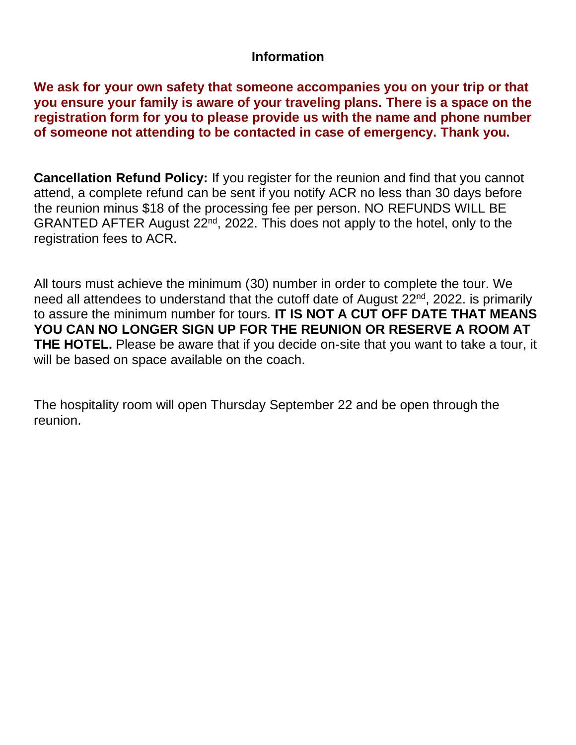## Information

**We ask for your own safety that someone accompanies you on your trip or that you ensure your family is aware of your traveling plans. There is a space on the registration form for you to please provide us with the name and phone number of someone not attending to be contacted in case of emergency. Thank you.**

**Cancellation Refund Policy:** If you register for the reunion and find that you cannot attend, a complete refund can be sent if you notify ACR no less than 30 days before the reunion minus $18 of the processing fee per person. NO REFUNDS WILL BE GRANTED AFTER August 22nd, 2022. This does not apply to the hotel, only to the registration fees to ACR.

All tours must achieve the minimum (30) number in order to complete the tour. We need all attendees to understand that the cutoff date of August 22nd, 2022. is primarily to assure the minimum number for tours. **IT IS NOT A CUT OFF DATE THAT MEANS YOU CAN NO LONGER SIGN UP FOR THE REUNION OR RESERVE A ROOM AT THE HOTEL.** Please be aware that if you decide on-site that you want to take a tour, it will be based on space available on the coach.

The hospitality room will open Thursday September 22 and be open through the reunion.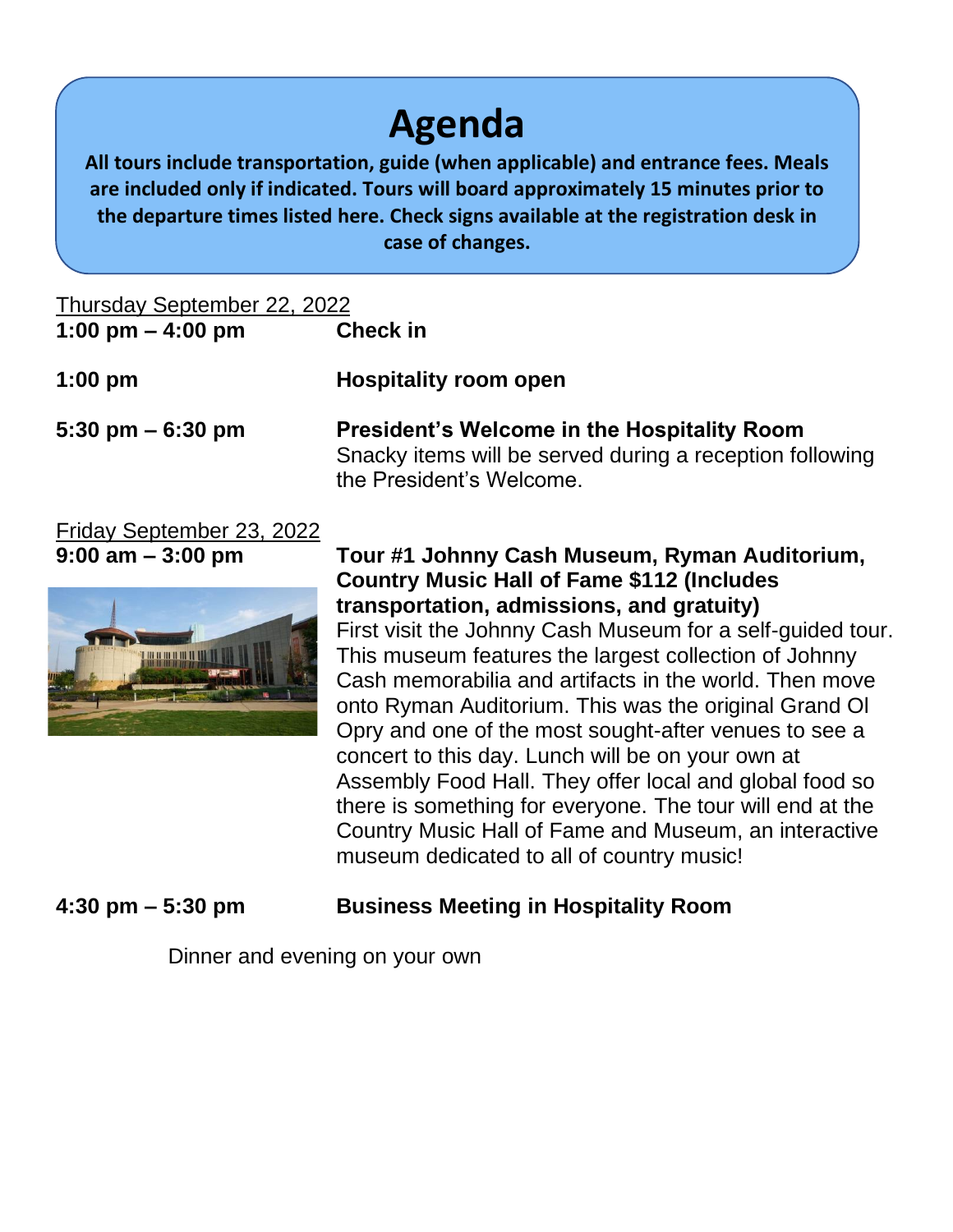# Agenda

**All tours include transportation, guide (when applicable) and entrance fees. Meals are included only if indicated. Tours will board approximately 15 minutes prior to the departure times listed here. Check signs available at the registration desk in case of changes.**

Thursday September 22, 2022

**1:00 pm – 4:00 pm** **Check in**

**1:00 pm** **Hospitality room open**

**5:30 pm – 6:30 pm** **President's Welcome in the Hospitality Room**
Snacky items will be served during a reception following the President's Welcome.

Friday September 23, 2022

**9:00 am – 3:00 pm** **Tour #1 Johnny Cash Museum, Ryman Auditorium, Country Music Hall of Fame $112 (Includes transportation, admissions, and gratuity)**
First visit the Johnny Cash Museum for a self-guided tour. This museum features the largest collection of Johnny Cash memorabilia and artifacts in the world. Then move onto Ryman Auditorium. This was the original Grand Ol Opry and one of the most sought-after venues to see a concert to this day. Lunch will be on your own at Assembly Food Hall. They offer local and global food so there is something for everyone. The tour will end at the Country Music Hall of Fame and Museum, an interactive museum dedicated to all of country music!

**4:30 pm – 5:30 pm** **Business Meeting in Hospitality Room**

Dinner and evening on your own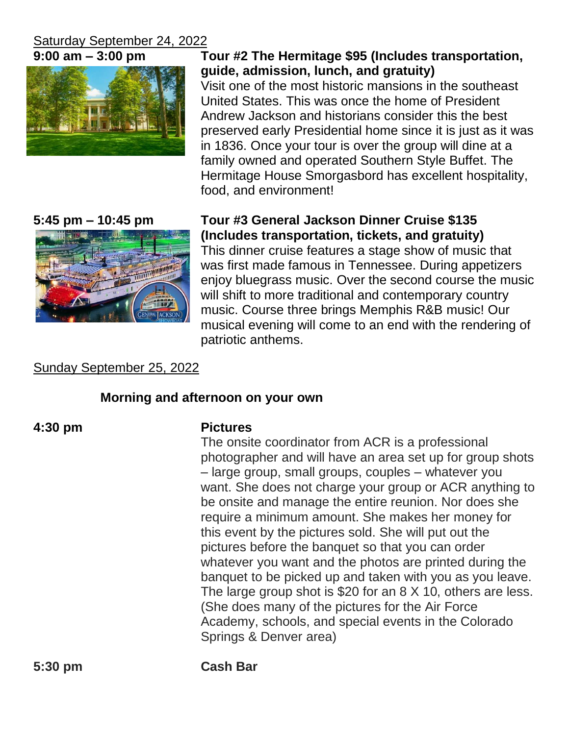Saturday September 24, 2022

**9:00 am – 3:00 pm**

**Tour #2 The Hermitage $95 (Includes transportation, guide, admission, lunch, and gratuity)**

Visit one of the most historic mansions in the southeast United States. This was once the home of President Andrew Jackson and historians consider this the best preserved early Presidential home since it is just as it was in 1836. Once your tour is over the group will dine at a family owned and operated Southern Style Buffet. The Hermitage House Smorgasbord has excellent hospitality, food, and environment!

**5:45 pm – 10:45 pm**

**Tour #3 General Jackson Dinner Cruise $135 (Includes transportation, tickets, and gratuity)**

This dinner cruise features a stage show of music that was first made famous in Tennessee. During appetizers enjoy bluegrass music. Over the second course the music will shift to more traditional and contemporary country music. Course three brings Memphis R&B music! Our musical evening will come to an end with the rendering of patriotic anthems.

Sunday September 25, 2022

**Morning and afternoon on your own**

**4:30 pm**

**Pictures**

The onsite coordinator from ACR is a professional photographer and will have an area set up for group shots – large group, small groups, couples – whatever you want. She does not charge your group or ACR anything to be onsite and manage the entire reunion. Nor does she require a minimum amount. She makes her money for this event by the pictures sold. She will put out the pictures before the banquet so that you can order whatever you want and the photos are printed during the banquet to be picked up and taken with you as you leave. The large group shot is $20 for an 8 X 10, others are less. (She does many of the pictures for the Air Force Academy, schools, and special events in the Colorado Springs & Denver area)

**5:30 pm**

**Cash Bar**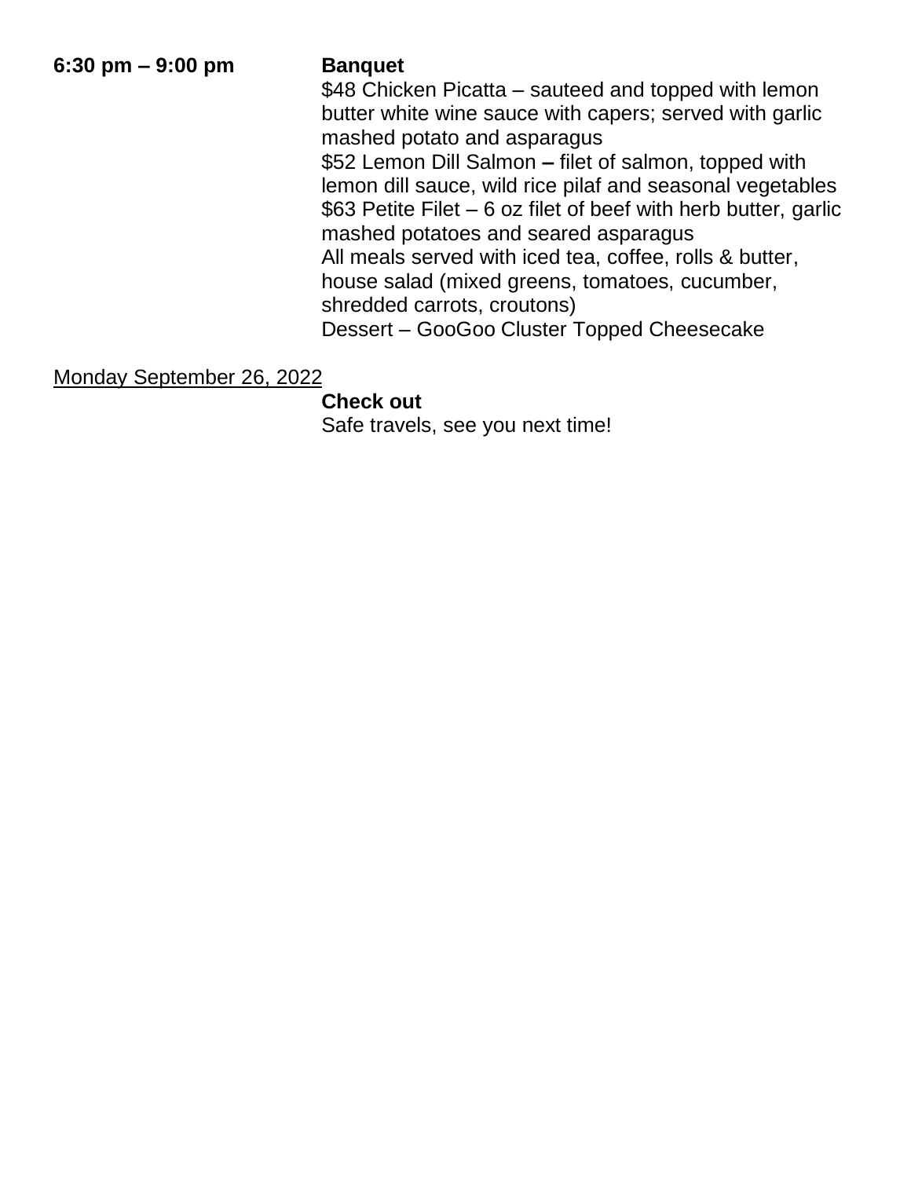**6:30 pm – 9:00 pm** **Banquet**

$48 Chicken Picatta – sauteed and topped with lemon butter white wine sauce with capers; served with garlic mashed potato and asparagus

$52 Lemon Dill Salmon **–** filet of salmon, topped with lemon dill sauce, wild rice pilaf and seasonal vegetables

$63 Petite Filet – 6 oz filet of beef with herb butter, garlic mashed potatoes and seared asparagus

All meals served with iced tea, coffee, rolls & butter, house salad (mixed greens, tomatoes, cucumber, shredded carrots, croutons)

Dessert – GooGoo Cluster Topped Cheesecake

<u>Monday September 26, 2022</u>

**Check out**

Safe travels, see you next time!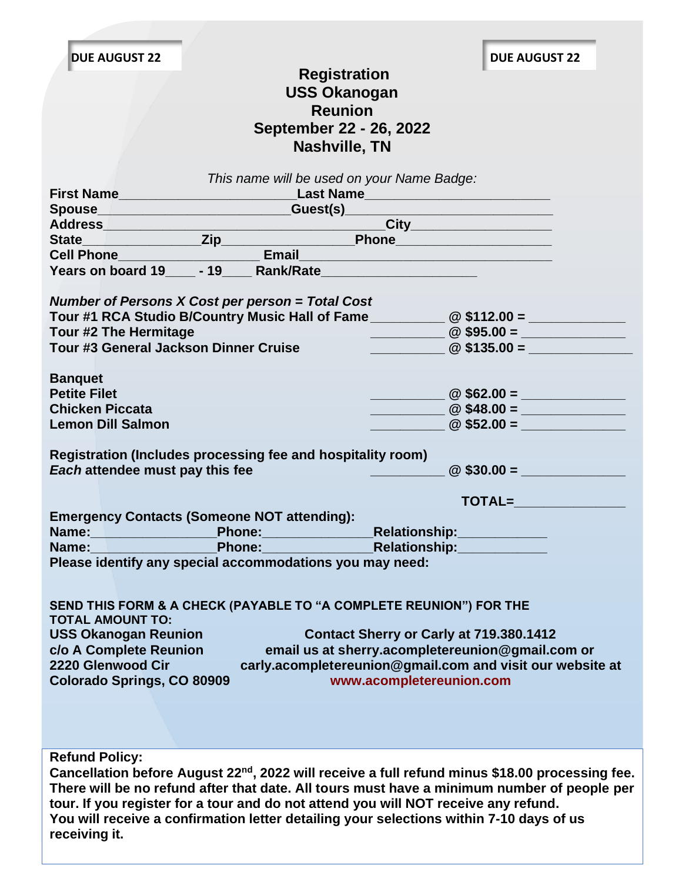**DUE AUGUST 22** **DUE AUGUST 22**

# Registration
# USS Okanogan
# Reunion
# September 22 - 26, 2022
# Nashville, TN

*This name will be used on your Name Badge:*

**First Name**\_\_\_\_\_\_\_\_\_\_\_\_\_\_\_\_\_\_\_\_\_\_\_\_\_ **Last Name**\_\_\_\_\_\_\_\_\_\_\_\_\_\_\_\_\_\_\_\_\_\_\_\_\_

**Spouse**\_\_\_\_\_\_\_\_\_\_\_\_\_\_\_\_\_\_\_\_\_\_\_\_\_ **Guest(s)**\_\_\_\_\_\_\_\_\_\_\_\_\_\_\_\_\_\_\_\_\_\_\_\_\_

**Address**\_\_\_\_\_\_\_\_\_\_\_\_\_\_\_\_\_\_\_\_\_\_\_\_\_\_\_\_\_\_\_\_\_\_\_\_\_ **City**\_\_\_\_\_\_\_\_\_\_\_\_\_\_\_\_\_\_

**State**\_\_\_\_\_\_\_\_\_\_\_\_\_\_ **Zip**\_\_\_\_\_\_\_\_\_\_\_\_\_\_\_\_ **Phone**\_\_\_\_\_\_\_\_\_\_\_\_\_\_\_\_\_\_\_\_

**Cell Phone**\_\_\_\_\_\_\_\_\_\_\_\_\_\_\_\_\_\_ **Email**\_\_\_\_\_\_\_\_\_\_\_\_\_\_\_\_\_\_\_\_\_\_\_\_\_\_\_\_\_\_\_\_\_

**Years on board 19\_\_\_\_ - 19\_\_\_\_ Rank/Rate**\_\_\_\_\_\_\_\_\_\_\_\_\_\_\_\_\_\_\_\_

***Number of Persons X Cost per person = Total Cost***

| | | |
|---|---|---|
| **Tour #1 RCA Studio B/Country Music Hall of Fame** | \_\_\_\_\_\_\_\_\_\_ @ $112.00 = | \_\_\_\_\_\_\_\_\_\_\_\_\_ |
| **Tour #2 The Hermitage** | \_\_\_\_\_\_\_\_\_\_ @ $95.00 = | \_\_\_\_\_\_\_\_\_\_\_\_\_ |
| **Tour #3 General Jackson Dinner Cruise** | \_\_\_\_\_\_\_\_\_\_ @ $135.00 = | \_\_\_\_\_\_\_\_\_\_\_\_\_ |

**Banquet**

| | | |
|---|---|---|
| **Petite Filet** | \_\_\_\_\_\_\_\_\_\_ @ $62.00 = | \_\_\_\_\_\_\_\_\_\_\_\_\_ |
| **Chicken Piccata** | \_\_\_\_\_\_\_\_\_\_ @ $48.00 = | \_\_\_\_\_\_\_\_\_\_\_\_\_ |
| **Lemon Dill Salmon** | \_\_\_\_\_\_\_\_\_\_ @ $52.00 = | \_\_\_\_\_\_\_\_\_\_\_\_\_ |

**Registration (Includes processing fee and hospitality room)**
***Each*** **attendee must pay this fee** \_\_\_\_\_\_\_\_\_\_ **@ $30.00 =** \_\_\_\_\_\_\_\_\_\_\_\_\_

**TOTAL=**\_\_\_\_\_\_\_\_\_\_\_\_\_\_

**Emergency Contacts (Someone NOT attending):**

**Name:**\_\_\_\_\_\_\_\_\_\_\_\_\_\_\_\_ **Phone:**\_\_\_\_\_\_\_\_\_\_\_\_\_\_\_ **Relationship:**\_\_\_\_\_\_\_\_\_\_\_\_

**Name:**\_\_\_\_\_\_\_\_\_\_\_\_\_\_\_\_ **Phone:**\_\_\_\_\_\_\_\_\_\_\_\_\_\_\_ **Relationship:**\_\_\_\_\_\_\_\_\_\_\_\_

**Please identify any special accommodations you may need:**

**SEND THIS FORM & A CHECK (PAYABLE TO "A COMPLETE REUNION") FOR THE TOTAL AMOUNT TO:**

**USS Okanogan Reunion**
**c/o A Complete Reunion**
**2220 Glenwood Cir**
**Colorado Springs, CO 80909**

**Contact Sherry or Carly at 719.380.1412**
**email us at sherry.acompletereunion@gmail.com or carly.acompletereunion@gmail.com and visit our website at**
**www.acompletereunion.com**

**Refund Policy:**
**Cancellation before August 22nd, 2022 will receive a full refund minus $18.00 processing fee. There will be no refund after that date. All tours must have a minimum number of people per tour. If you register for a tour and do not attend you will NOT receive any refund.**
**You will receive a confirmation letter detailing your selections within 7-10 days of us receiving it.**